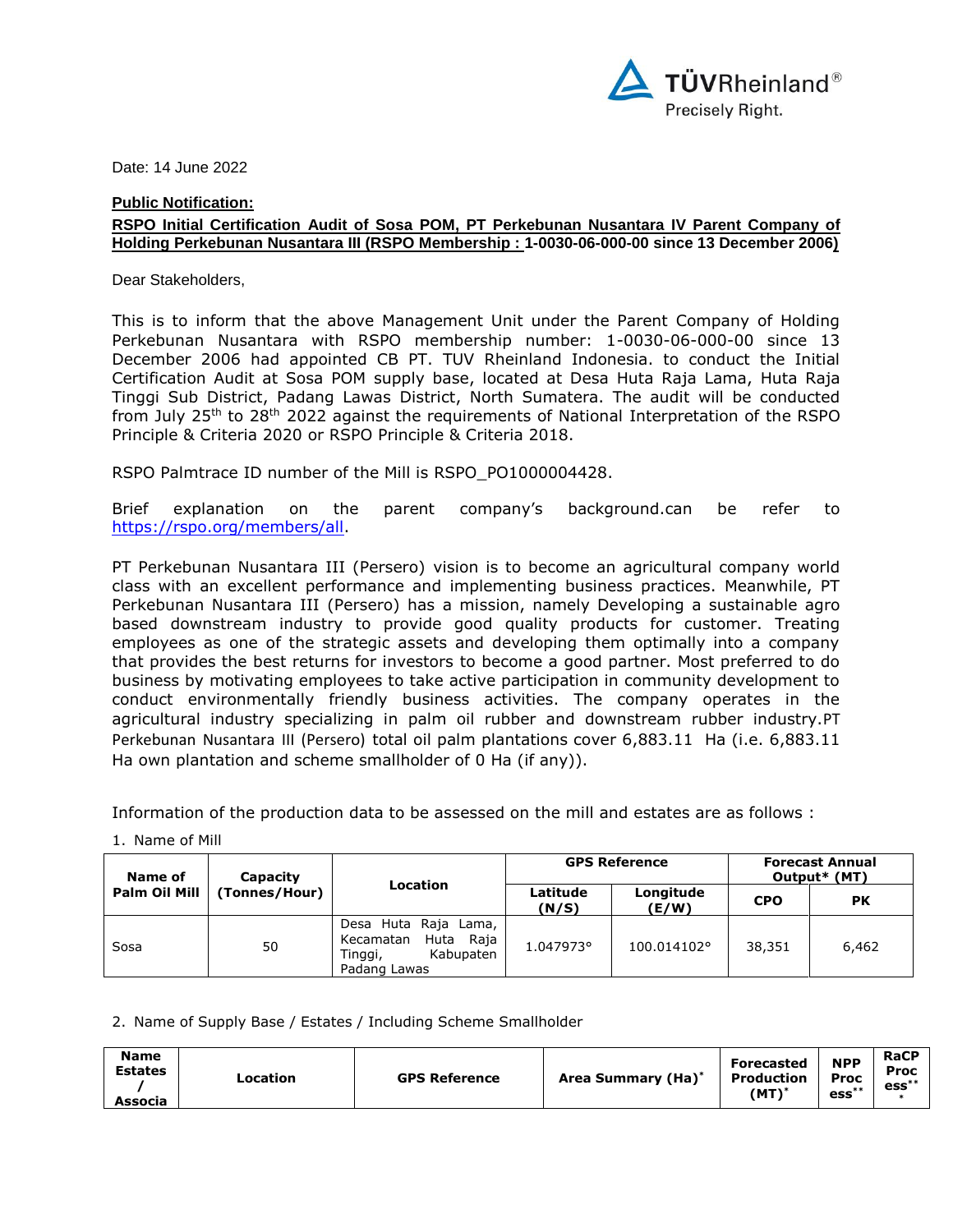Date: 14 June 2022

**Public Notification:**

**RSPO Initial Certification Audit of Sosa POM, PT Perkebunan Nusantara IV Parent Company of Holding Perkebunan Nusantara III (RSPO Membership : 1-0030-06-000-00 since 13 December 2006)**

Dear Stakeholders,

This is to inform that the above Management Unit under the Parent Company of Holding Perkebunan Nusantara with RSPO membership number: 1-0030-06-000-00 since 13 December 2006 had appointed CB PT. TUV Rheinland Indonesia. to conduct the Initial Certification Audit at Sosa POM supply base, located at Desa Huta Raja Lama, Huta Raja Tinggi Sub District, Padang Lawas District, North Sumatera. The audit will be conducted from July 25th to 28th 2022 against the requirements of National Interpretation of the RSPO Principle & Criteria 2020 or RSPO Principle & Criteria 2018.

RSPO Palmtrace ID number of the Mill is RSPO_PO1000004428.

Brief explanation on the parent company's background.can be refer to https://rspo.org/members/all.

PT Perkebunan Nusantara III (Persero) vision is to become an agricultural company world class with an excellent performance and implementing business practices. Meanwhile, PT Perkebunan Nusantara III (Persero) has a mission, namely Developing a sustainable agro based downstream industry to provide good quality products for customer. Treating employees as one of the strategic assets and developing them optimally into a company that provides the best returns for investors to become a good partner. Most preferred to do business by motivating employees to take active participation in community development to conduct environmentally friendly business activities. The company operates in the agricultural industry specializing in palm oil rubber and downstream rubber industry.PT Perkebunan Nusantara III (Persero) total oil palm plantations cover 6,883.11 Ha (i.e. 6,883.11 Ha own plantation and scheme smallholder of 0 Ha (if any)).

Information of the production data to be assessed on the mill and estates are as follows :

1. Name of Mill

| Name of Palm Oil Mill | Capacity (Tonnes/Hour) | Location | GPS Reference | | Forecast Annual Output* (MT) | |
|---|---|---|---|---|---|---|
| | | | Latitude (N/S) | Longitude (E/W) | CPO | PK |
| Sosa | 50 | Desa Huta Raja Lama, Kecamatan Huta Raja Tinggi, Kabupaten Padang Lawas | 1.047973° | 100.014102° | 38,351 | 6,462 |

2. Name of Supply Base / Estates / Including Scheme Smallholder

| Name Estates / Associa | Location | GPS Reference | Area Summary (Ha)* | Forecasted Production (MT)* | NPP Process** | RaCP Process*** |
|---|---|---|---|---|---|---|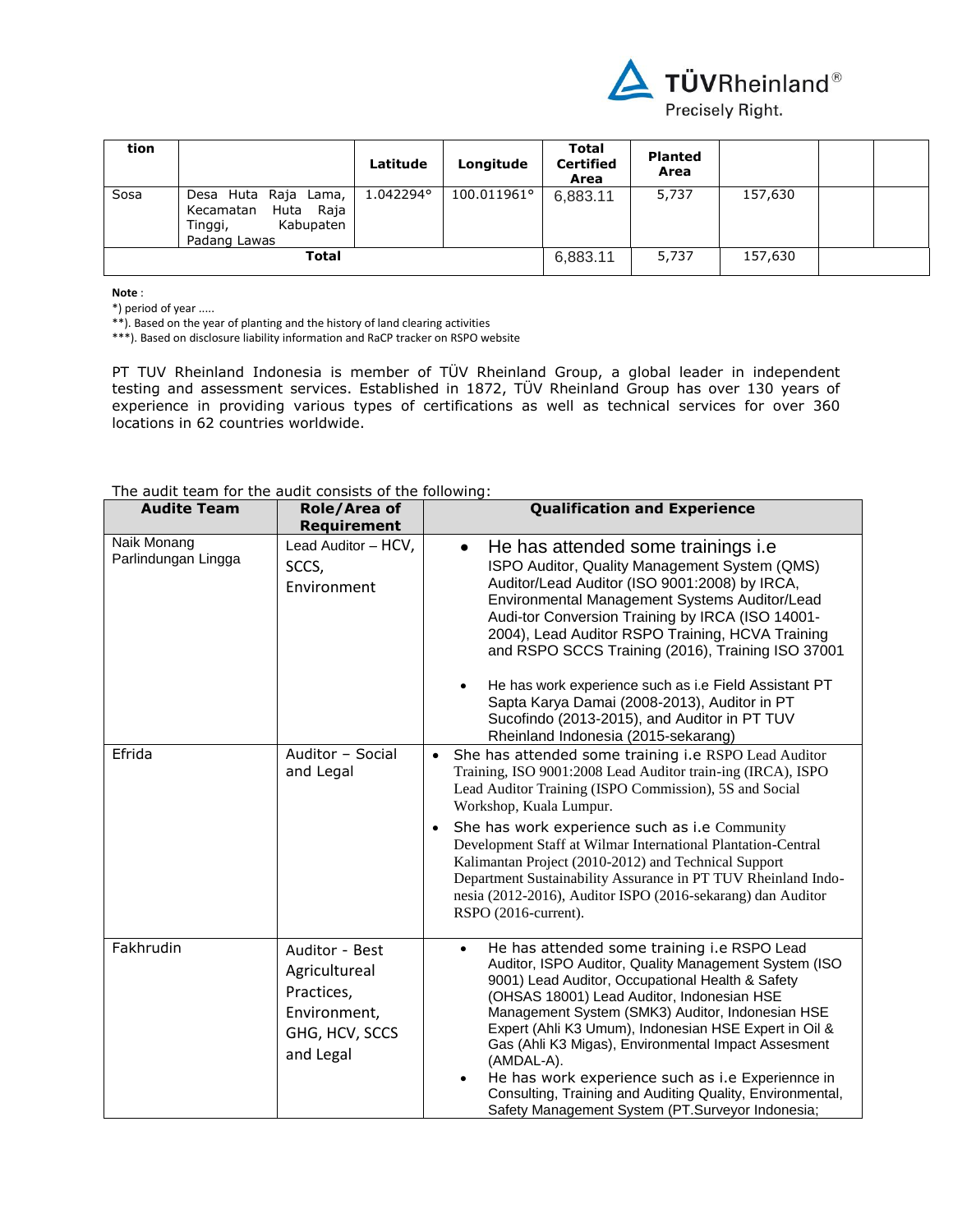| tion | | Latitude | Longitude | Total Certified Area | Planted Area | | | |
|---|---|---|---|---|---|---|---|---|
| Sosa | Desa Huta Raja Lama, Kecamatan Huta Raja Tinggi, Kabupaten Padang Lawas | 1.042294° | 100.011961° | 6,883.11 | 5,737 | 157,630 | | |
| Total | | | | 6,883.11 | 5,737 | 157,630 | | |

**Note** :

*) period of year .....

**). Based on the year of planting and the history of land clearing activities

***). Based on disclosure liability information and RaCP tracker on RSPO website

PT TUV Rheinland Indonesia is member of TÜV Rheinland Group, a global leader in independent testing and assessment services. Established in 1872, TÜV Rheinland Group has over 130 years of experience in providing various types of certifications as well as technical services for over 360 locations in 62 countries worldwide.

The audit team for the audit consists of the following:

| Audite Team | Role/Area of Requirement | Qualification and Experience |
|---|---|---|
| Naik Monang Parlindungan Lingga | Lead Auditor – HCV, SCCS, Environment | • He has attended some trainings i.e ISPO Auditor, Quality Management System (QMS) Auditor/Lead Auditor (ISO 9001:2008) by IRCA, Environmental Management Systems Auditor/Lead Audi-tor Conversion Training by IRCA (ISO 14001-2004), Lead Auditor RSPO Training, HCVA Training and RSPO SCCS Training (2016), Training ISO 37001<br>• He has work experience such as i.e Field Assistant PT Sapta Karya Damai (2008-2013), Auditor in PT Sucofindo (2013-2015), and Auditor in PT TUV Rheinland Indonesia (2015-sekarang) |
| Efrida | Auditor – Social and Legal | • She has attended some training i.e RSPO Lead Auditor Training, ISO 9001:2008 Lead Auditor train-ing (IRCA), ISPO Lead Auditor Training (ISPO Commission), 5S and Social Workshop, Kuala Lumpur.<br>• She has work experience such as i.e Community Development Staff at Wilmar International Plantation-Central Kalimantan Project (2010-2012) and Technical Support Department Sustainability Assurance in PT TUV Rheinland Indo-nesia (2012-2016), Auditor ISPO (2016-sekarang) dan Auditor RSPO (2016-current). |
| Fakhrudin | Auditor - Best Agricultureal Practices, Environment, GHG, HCV, SCCS and Legal | • He has attended some training i.e RSPO Lead Auditor, ISPO Auditor, Quality Management System (ISO 9001) Lead Auditor, Occupational Health & Safety (OHSAS 18001) Lead Auditor, Indonesian HSE Management System (SMK3) Auditor, Indonesian HSE Expert (Ahli K3 Umum), Indonesian HSE Expert in Oil & Gas (Ahli K3 Migas), Environmental Impact Assesment (AMDAL-A).<br>• He has work experience such as i.e Experiennce in Consulting, Training and Auditing Quality, Environmental, Safety Management System (PT.Surveyor Indonesia; |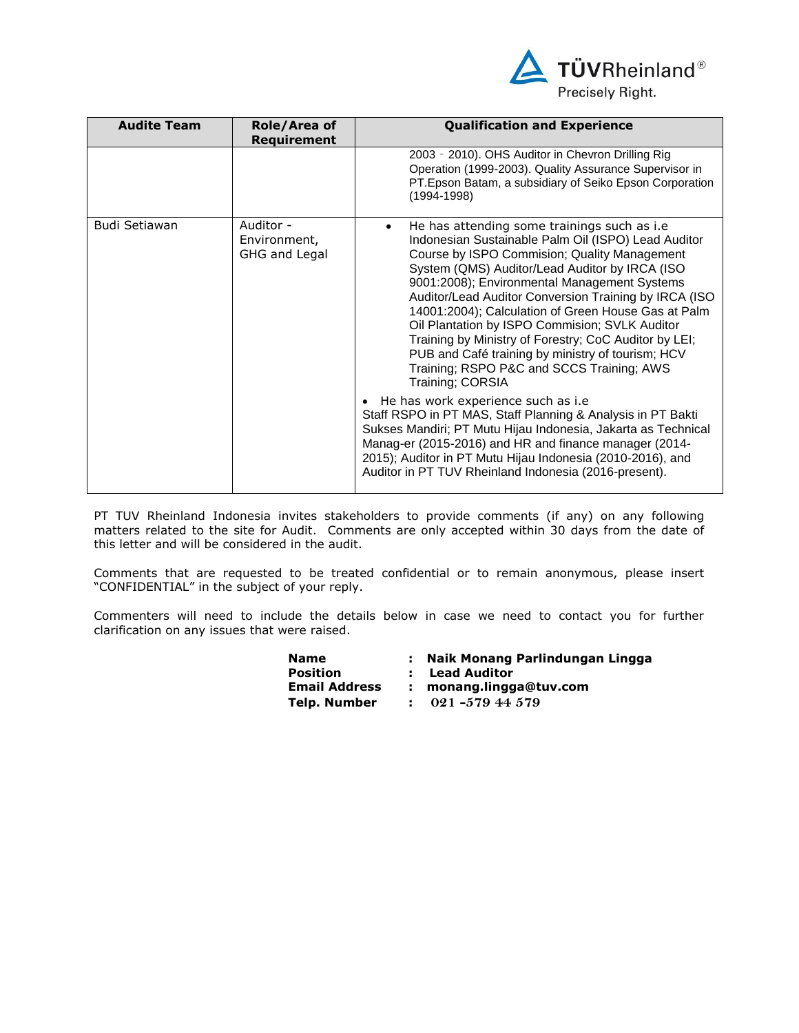| Audite Team | Role/Area of Requirement | Qualification and Experience |
|---|---|---|
| | | 2003 - 2010). OHS Auditor in Chevron Drilling Rig Operation (1999-2003). Quality Assurance Supervisor in PT.Epson Batam, a subsidiary of Seiko Epson Corporation (1994-1998) |
| Budi Setiawan | Auditor - Environment, GHG and Legal | • He has attending some trainings such as i.e Indonesian Sustainable Palm Oil (ISPO) Lead Auditor Course by ISPO Commision; Quality Management System (QMS) Auditor/Lead Auditor by IRCA (ISO 9001:2008); Environmental Management Systems Auditor/Lead Auditor Conversion Training by IRCA (ISO 14001:2004); Calculation of Green House Gas at Palm Oil Plantation by ISPO Commision; SVLK Auditor Training by Ministry of Forestry; CoC Auditor by LEI; PUB and Café training by ministry of tourism; HCV Training; RSPO P&C and SCCS Training; AWS Training; CORSIA<br>• He has work experience such as i.e Staff RSPO in PT MAS, Staff Planning & Analysis in PT Bakti Sukses Mandiri; PT Mutu Hijau Indonesia, Jakarta as Technical Manag-er (2015-2016) and HR and finance manager (2014-2015); Auditor in PT Mutu Hijau Indonesia (2010-2016), and Auditor in PT TUV Rheinland Indonesia (2016-present). |

PT TUV Rheinland Indonesia invites stakeholders to provide comments (if any) on any following matters related to the site for Audit. Comments are only accepted within 30 days from the date of this letter and will be considered in the audit.

Comments that are requested to be treated confidential or to remain anonymous, please insert "CONFIDENTIAL" in the subject of your reply.

Commenters will need to include the details below in case we need to contact you for further clarification on any issues that were raised.

**Name** : **Naik Monang Parlindungan Lingga**
**Position** : **Lead Auditor**
**Email Address** : **monang.lingga@tuv.com**
**Telp. Number** : **021 -579 44 579**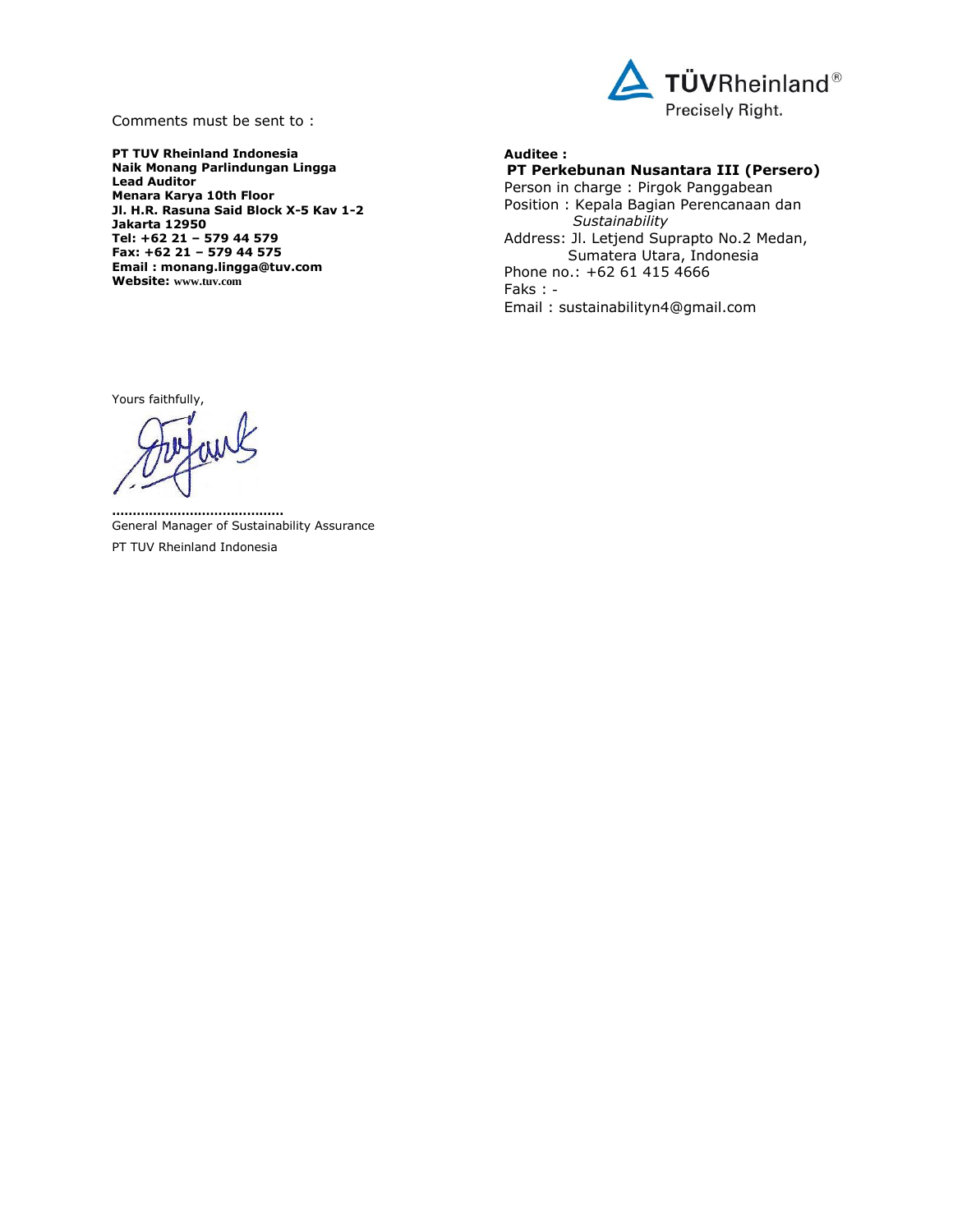Comments must be sent to :

**PT TUV Rheinland Indonesia**
**Naik Monang Parlindungan Lingga**
**Lead Auditor**
**Menara Karya 10th Floor**
**Jl. H.R. Rasuna Said Block X-5 Kav 1-2**
**Jakarta 12950**
**Tel: +62 21 – 579 44 579**
**Fax: +62 21 – 579 44 575**
**Email : monang.lingga@tuv.com**
**Website: www.tuv.com**

**Auditee :**
**PT Perkebunan Nusantara III (Persero)**
Person in charge : Pirgok Panggabean
Position : Kepala Bagian Perencanaan dan *Sustainability*
Address: Jl. Letjend Suprapto No.2 Medan, Sumatera Utara, Indonesia
Phone no.: +62 61 415 4666
Faks : -
Email : sustainabilityn4@gmail.com

Yours faithfully,

……………………………………
General Manager of Sustainability Assurance
PT TUV Rheinland Indonesia